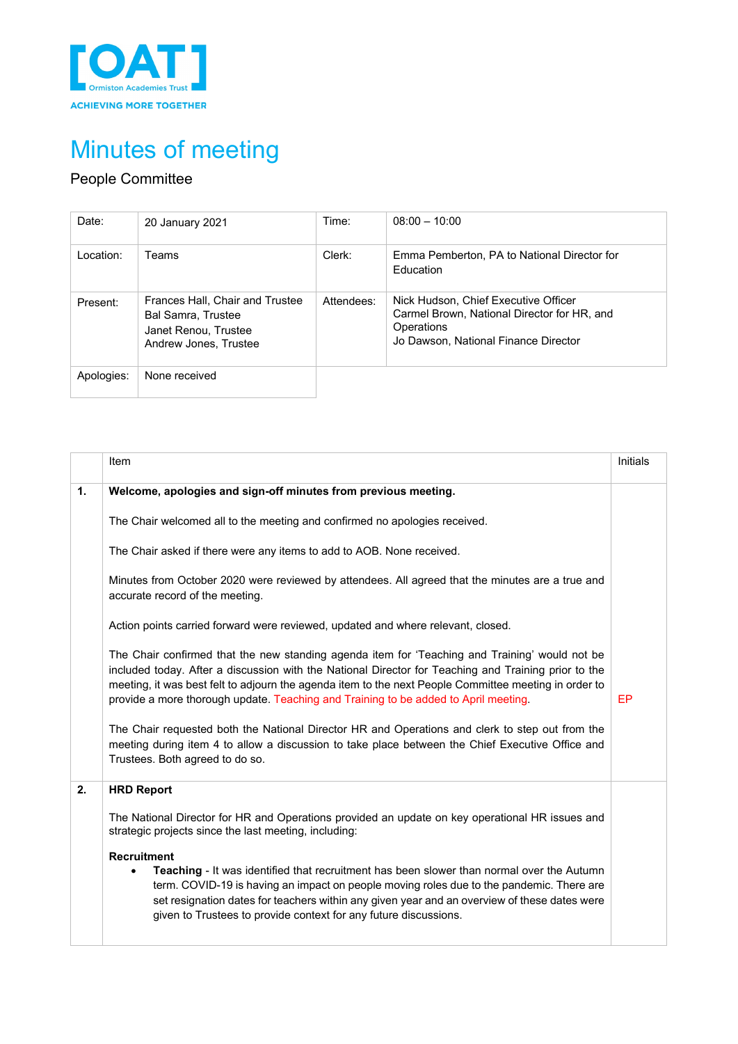[OAT] Ormiston Academies Trust

ACHIEVING MORE TOGETHER

# Minutes of meeting

People Committee

| Date: | 20 January 2021 | Time: | 08:00 – 10:00 |
|---|---|---|---|
| Location: | Teams | Clerk: | Emma Pemberton, PA to National Director for Education |
| Present: | Frances Hall, Chair and Trustee<br>Bal Samra, Trustee<br>Janet Renou, Trustee<br>Andrew Jones, Trustee | Attendees: | Nick Hudson, Chief Executive Officer<br>Carmel Brown, National Director for HR, and Operations<br>Jo Dawson, National Finance Director |
| Apologies: | None received | | |

| | Item | Initials |
|---|---|---|
| **1.** | **Welcome, apologies and sign-off minutes from previous meeting.**<br><br>The Chair welcomed all to the meeting and confirmed no apologies received.<br><br>The Chair asked if there were any items to add to AOB. None received.<br><br>Minutes from October 2020 were reviewed by attendees. All agreed that the minutes are a true and accurate record of the meeting.<br><br>Action points carried forward were reviewed, updated and where relevant, closed.<br><br>The Chair confirmed that the new standing agenda item for 'Teaching and Training' would not be included today. After a discussion with the National Director for Teaching and Training prior to the meeting, it was best felt to adjourn the agenda item to the next People Committee meeting in order to provide a more thorough update. Teaching and Training to be added to April meeting.<br><br>The Chair requested both the National Director HR and Operations and clerk to step out from the meeting during item 4 to allow a discussion to take place between the Chief Executive Office and Trustees. Both agreed to do so. | EP |
| **2.** | **HRD Report**<br><br>The National Director for HR and Operations provided an update on key operational HR issues and strategic projects since the last meeting, including:<br><br>**Recruitment**<br>• **Teaching** - It was identified that recruitment has been slower than normal over the Autumn term. COVID-19 is having an impact on people moving roles due to the pandemic. There are set resignation dates for teachers within any given year and an overview of these dates were given to Trustees to provide context for any future discussions. | |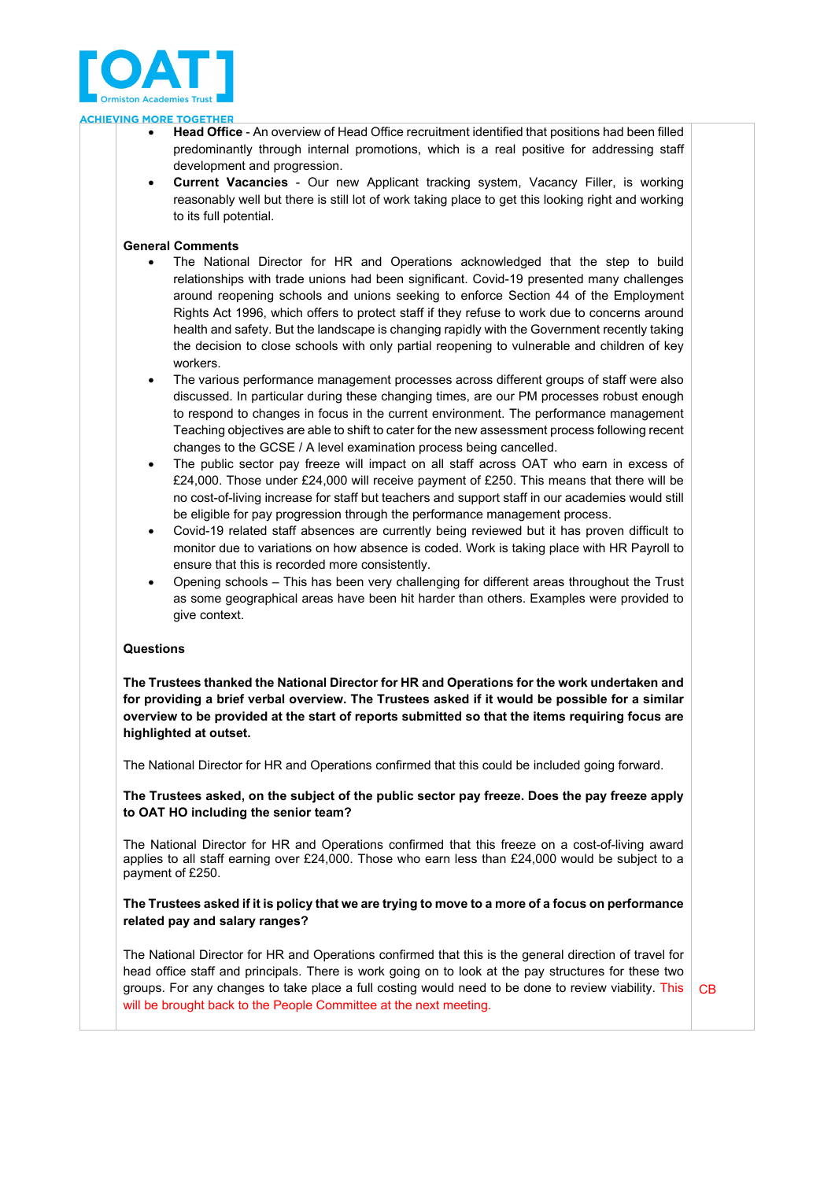- **Head Office** - An overview of Head Office recruitment identified that positions had been filled predominantly through internal promotions, which is a real positive for addressing staff development and progression.
- **Current Vacancies** - Our new Applicant tracking system, Vacancy Filler, is working reasonably well but there is still lot of work taking place to get this looking right and working to its full potential.

**General Comments**

- The National Director for HR and Operations acknowledged that the step to build relationships with trade unions had been significant. Covid-19 presented many challenges around reopening schools and unions seeking to enforce Section 44 of the Employment Rights Act 1996, which offers to protect staff if they refuse to work due to concerns around health and safety. But the landscape is changing rapidly with the Government recently taking the decision to close schools with only partial reopening to vulnerable and children of key workers.
- The various performance management processes across different groups of staff were also discussed. In particular during these changing times, are our PM processes robust enough to respond to changes in focus in the current environment. The performance management Teaching objectives are able to shift to cater for the new assessment process following recent changes to the GCSE / A level examination process being cancelled.
- The public sector pay freeze will impact on all staff across OAT who earn in excess of £24,000. Those under £24,000 will receive payment of £250. This means that there will be no cost-of-living increase for staff but teachers and support staff in our academies would still be eligible for pay progression through the performance management process.
- Covid-19 related staff absences are currently being reviewed but it has proven difficult to monitor due to variations on how absence is coded. Work is taking place with HR Payroll to ensure that this is recorded more consistently.
- Opening schools – This has been very challenging for different areas throughout the Trust as some geographical areas have been hit harder than others. Examples were provided to give context.

**Questions**

**The Trustees thanked the National Director for HR and Operations for the work undertaken and for providing a brief verbal overview. The Trustees asked if it would be possible for a similar overview to be provided at the start of reports submitted so that the items requiring focus are highlighted at outset.**

The National Director for HR and Operations confirmed that this could be included going forward.

**The Trustees asked, on the subject of the public sector pay freeze. Does the pay freeze apply to OAT HO including the senior team?**

The National Director for HR and Operations confirmed that this freeze on a cost-of-living award applies to all staff earning over £24,000. Those who earn less than £24,000 would be subject to a payment of £250.

**The Trustees asked if it is policy that we are trying to move to a more of a focus on performance related pay and salary ranges?**

The National Director for HR and Operations confirmed that this is the general direction of travel for head office staff and principals. There is work going on to look at the pay structures for these two groups. For any changes to take place a full costing would need to be done to review viability. This will be brought back to the People Committee at the next meeting. — **Action: CB**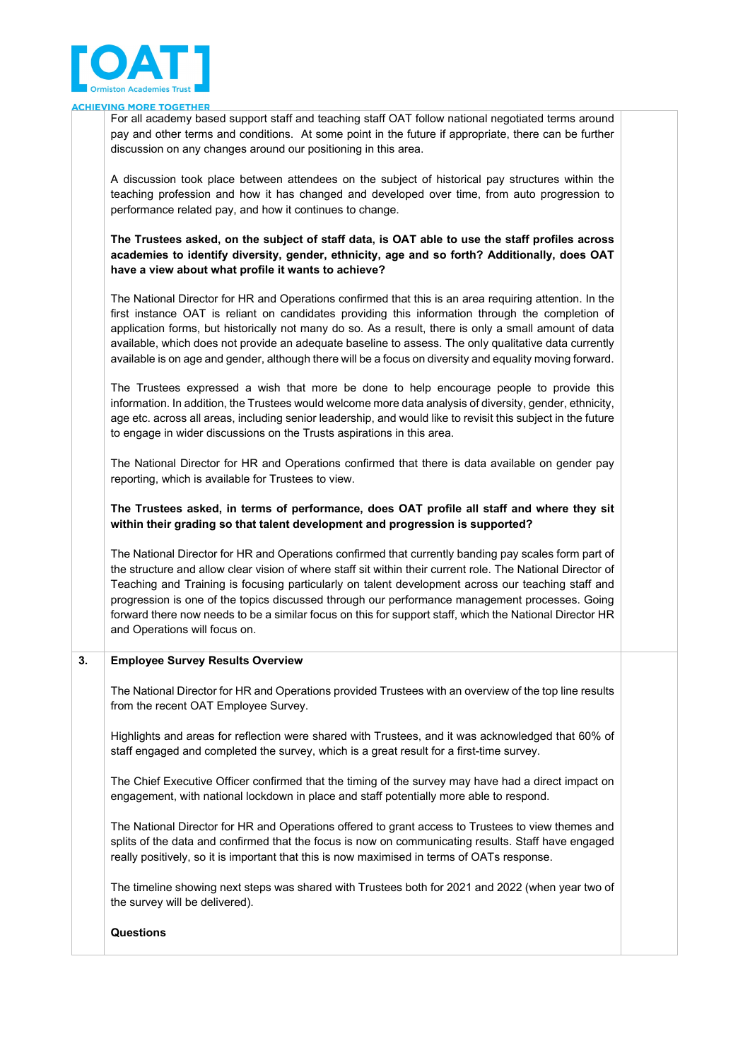For all academy based support staff and teaching staff OAT follow national negotiated terms around pay and other terms and conditions. At some point in the future if appropriate, there can be further discussion on any changes around our positioning in this area.

A discussion took place between attendees on the subject of historical pay structures within the teaching profession and how it has changed and developed over time, from auto progression to performance related pay, and how it continues to change.

**The Trustees asked, on the subject of staff data, is OAT able to use the staff profiles across academies to identify diversity, gender, ethnicity, age and so forth? Additionally, does OAT have a view about what profile it wants to achieve?**

The National Director for HR and Operations confirmed that this is an area requiring attention. In the first instance OAT is reliant on candidates providing this information through the completion of application forms, but historically not many do so. As a result, there is only a small amount of data available, which does not provide an adequate baseline to assess. The only qualitative data currently available is on age and gender, although there will be a focus on diversity and equality moving forward.

The Trustees expressed a wish that more be done to help encourage people to provide this information. In addition, the Trustees would welcome more data analysis of diversity, gender, ethnicity, age etc. across all areas, including senior leadership, and would like to revisit this subject in the future to engage in wider discussions on the Trusts aspirations in this area.

The National Director for HR and Operations confirmed that there is data available on gender pay reporting, which is available for Trustees to view.

**The Trustees asked, in terms of performance, does OAT profile all staff and where they sit within their grading so that talent development and progression is supported?**

The National Director for HR and Operations confirmed that currently banding pay scales form part of the structure and allow clear vision of where staff sit within their current role. The National Director of Teaching and Training is focusing particularly on talent development across our teaching staff and progression is one of the topics discussed through our performance management processes. Going forward there now needs to be a similar focus on this for support staff, which the National Director HR and Operations will focus on.

**3. Employee Survey Results Overview**

The National Director for HR and Operations provided Trustees with an overview of the top line results from the recent OAT Employee Survey.

Highlights and areas for reflection were shared with Trustees, and it was acknowledged that 60% of staff engaged and completed the survey, which is a great result for a first-time survey.

The Chief Executive Officer confirmed that the timing of the survey may have had a direct impact on engagement, with national lockdown in place and staff potentially more able to respond.

The National Director for HR and Operations offered to grant access to Trustees to view themes and splits of the data and confirmed that the focus is now on communicating results. Staff have engaged really positively, so it is important that this is now maximised in terms of OATs response.

The timeline showing next steps was shared with Trustees both for 2021 and 2022 (when year two of the survey will be delivered).

**Questions**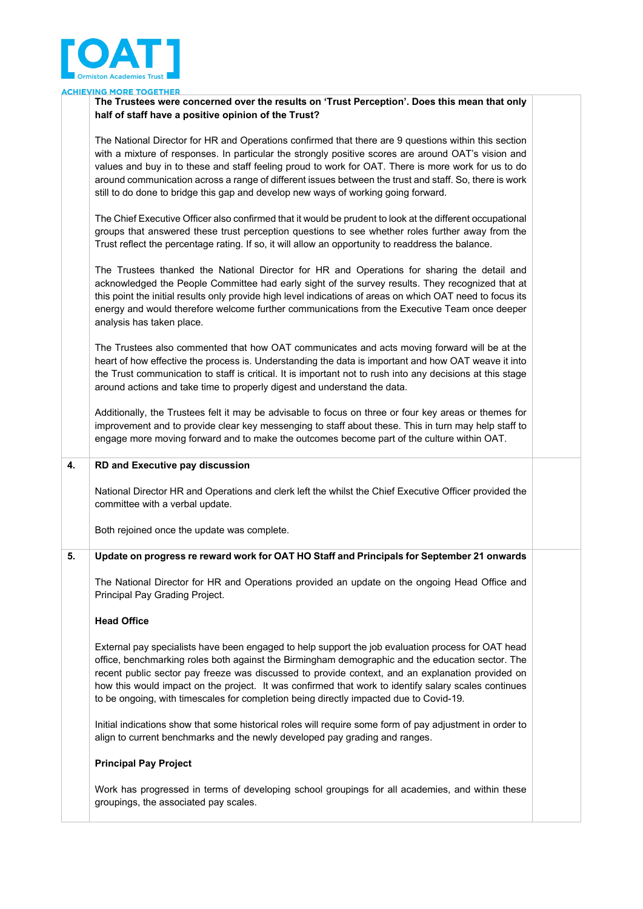| | | |
|---|---|---|
| | **The Trustees were concerned over the results on 'Trust Perception'. Does this mean that only half of staff have a positive opinion of the Trust?**<br><br>The National Director for HR and Operations confirmed that there are 9 questions within this section with a mixture of responses. In particular the strongly positive scores are around OAT's vision and values and buy in to these and staff feeling proud to work for OAT. There is more work for us to do around communication across a range of different issues between the trust and staff. So, there is work still to do done to bridge this gap and develop new ways of working going forward.<br><br>The Chief Executive Officer also confirmed that it would be prudent to look at the different occupational groups that answered these trust perception questions to see whether roles further away from the Trust reflect the percentage rating. If so, it will allow an opportunity to readdress the balance.<br><br>The Trustees thanked the National Director for HR and Operations for sharing the detail and acknowledged the People Committee had early sight of the survey results. They recognized that at this point the initial results only provide high level indications of areas on which OAT need to focus its energy and would therefore welcome further communications from the Executive Team once deeper analysis has taken place.<br><br>The Trustees also commented that how OAT communicates and acts moving forward will be at the heart of how effective the process is. Understanding the data is important and how OAT weave it into the Trust communication to staff is critical. It is important not to rush into any decisions at this stage around actions and take time to properly digest and understand the data.<br><br>Additionally, the Trustees felt it may be advisable to focus on three or four key areas or themes for improvement and to provide clear key messenging to staff about these. This in turn may help staff to engage more moving forward and to make the outcomes become part of the culture within OAT. | |
| **4.** | **RD and Executive pay discussion**<br><br>National Director HR and Operations and clerk left the whilst the Chief Executive Officer provided the committee with a verbal update.<br><br>Both rejoined once the update was complete. | |
| **5.** | **Update on progress re reward work for OAT HO Staff and Principals for September 21 onwards**<br><br>The National Director for HR and Operations provided an update on the ongoing Head Office and Principal Pay Grading Project.<br><br>**Head Office**<br><br>External pay specialists have been engaged to help support the job evaluation process for OAT head office, benchmarking roles both against the Birmingham demographic and the education sector. The recent public sector pay freeze was discussed to provide context, and an explanation provided on how this would impact on the project. It was confirmed that work to identify salary scales continues to be ongoing, with timescales for completion being directly impacted due to Covid-19.<br><br>Initial indications show that some historical roles will require some form of pay adjustment in order to align to current benchmarks and the newly developed pay grading and ranges.<br><br>**Principal Pay Project**<br><br>Work has progressed in terms of developing school groupings for all academies, and within these groupings, the associated pay scales. | |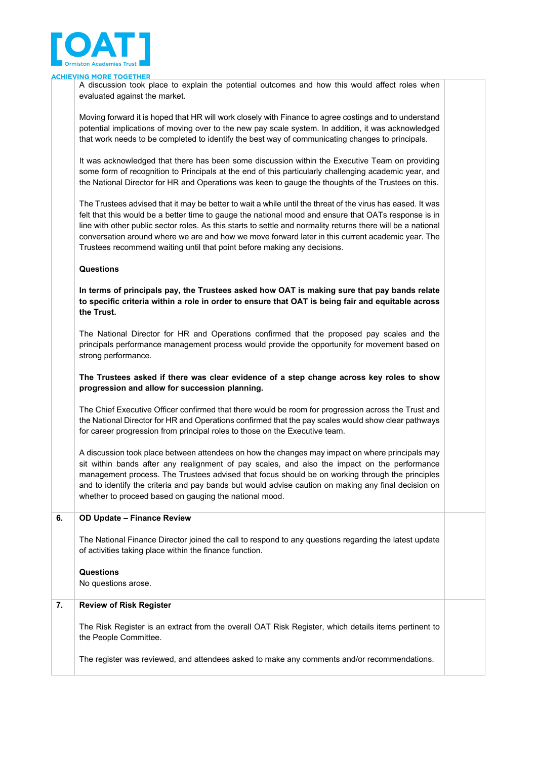| | | |
|---|---|---|
| | A discussion took place to explain the potential outcomes and how this would affect roles when evaluated against the market.<br><br>Moving forward it is hoped that HR will work closely with Finance to agree costings and to understand potential implications of moving over to the new pay scale system. In addition, it was acknowledged that work needs to be completed to identify the best way of communicating changes to principals.<br><br>It was acknowledged that there has been some discussion within the Executive Team on providing some form of recognition to Principals at the end of this particularly challenging academic year, and the National Director for HR and Operations was keen to gauge the thoughts of the Trustees on this.<br><br>The Trustees advised that it may be better to wait a while until the threat of the virus has eased. It was felt that this would be a better time to gauge the national mood and ensure that OATs response is in line with other public sector roles. As this starts to settle and normality returns there will be a national conversation around where we are and how we move forward later in this current academic year. The Trustees recommend waiting until that point before making any decisions.<br><br>**Questions**<br><br>**In terms of principals pay, the Trustees asked how OAT is making sure that pay bands relate to specific criteria within a role in order to ensure that OAT is being fair and equitable across the Trust.**<br><br>The National Director for HR and Operations confirmed that the proposed pay scales and the principals performance management process would provide the opportunity for movement based on strong performance.<br><br>**The Trustees asked if there was clear evidence of a step change across key roles to show progression and allow for succession planning.**<br><br>The Chief Executive Officer confirmed that there would be room for progression across the Trust and the National Director for HR and Operations confirmed that the pay scales would show clear pathways for career progression from principal roles to those on the Executive team.<br><br>A discussion took place between attendees on how the changes may impact on where principals may sit within bands after any realignment of pay scales, and also the impact on the performance management process. The Trustees advised that focus should be on working through the principles and to identify the criteria and pay bands but would advise caution on making any final decision on whether to proceed based on gauging the national mood. | |
| **6.** | **OD Update – Finance Review**<br><br>The National Finance Director joined the call to respond to any questions regarding the latest update of activities taking place within the finance function.<br><br>**Questions**<br>No questions arose. | |
| **7.** | **Review of Risk Register**<br><br>The Risk Register is an extract from the overall OAT Risk Register, which details items pertinent to the People Committee.<br><br>The register was reviewed, and attendees asked to make any comments and/or recommendations. | |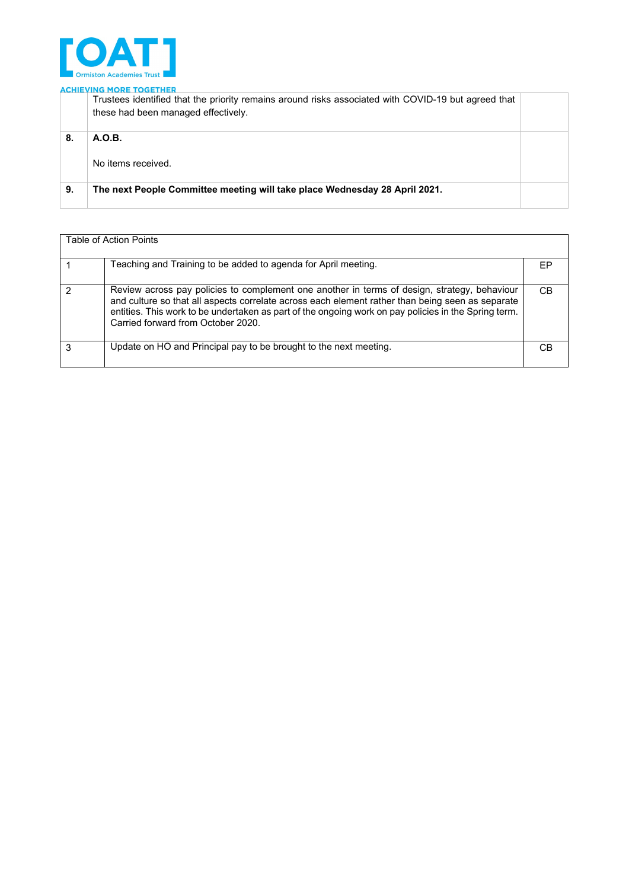| | | |
|---|---|---|
| | Trustees identified that the priority remains around risks associated with COVID-19 but agreed that these had been managed effectively. | |
| **8.** | **A.O.B.**<br><br>No items received. | |
| **9.** | **The next People Committee meeting will take place Wednesday 28 April 2021.** | |

| Table of Action Points | | |
|---|---|---|
| 1 | Teaching and Training to be added to agenda for April meeting. | EP |
| 2 | Review across pay policies to complement one another in terms of design, strategy, behaviour and culture so that all aspects correlate across each element rather than being seen as separate entities. This work to be undertaken as part of the ongoing work on pay policies in the Spring term. Carried forward from October 2020. | CB |
| 3 | Update on HO and Principal pay to be brought to the next meeting. | CB |